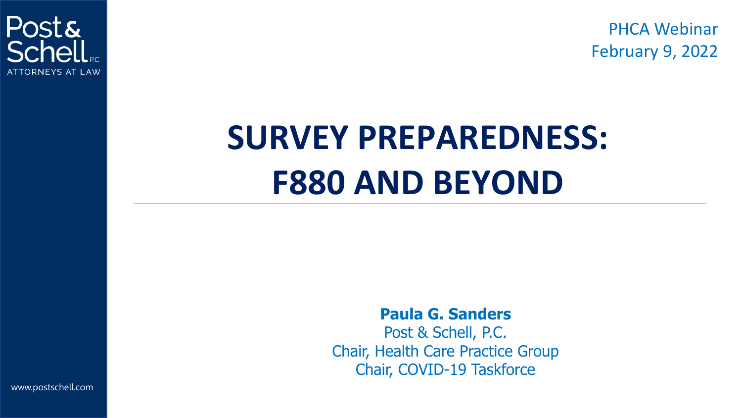Post & Schell P.C.
ATTORNEYS AT LAW

PHCA Webinar
February 9, 2022

# SURVEY PREPAREDNESS: F880 AND BEYOND

**Paula G. Sanders**
Post & Schell, P.C.
Chair, Health Care Practice Group
Chair, COVID-19 Taskforce

www.postschell.com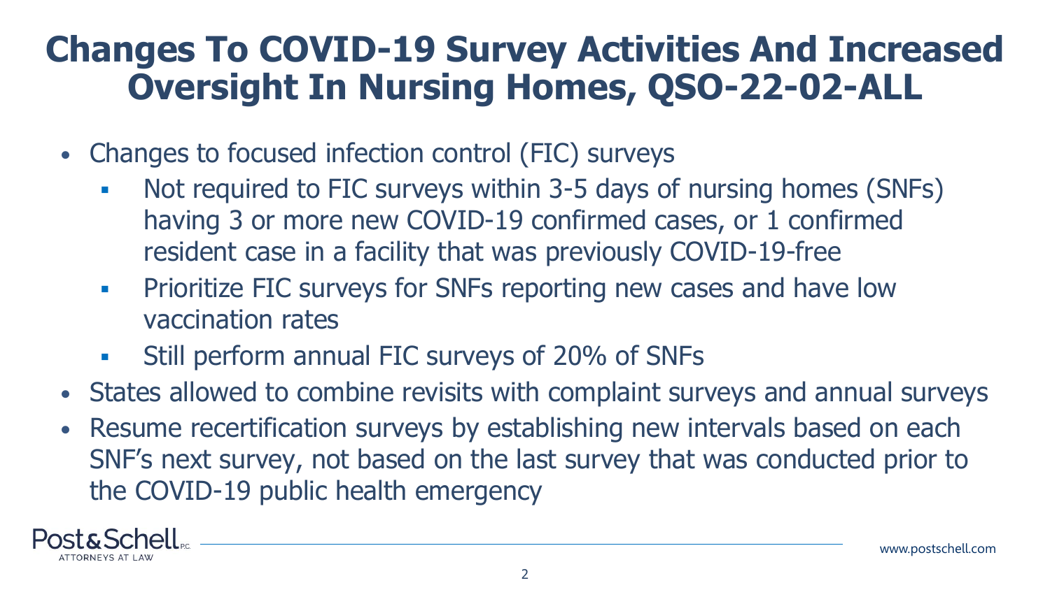# Changes To COVID-19 Survey Activities And Increased Oversight In Nursing Homes, QSO-22-02-ALL

- Changes to focused infection control (FIC) surveys
  - Not required to FIC surveys within 3-5 days of nursing homes (SNFs) having 3 or more new COVID-19 confirmed cases, or 1 confirmed resident case in a facility that was previously COVID-19-free
  - Prioritize FIC surveys for SNFs reporting new cases and have low vaccination rates
  - Still perform annual FIC surveys of 20% of SNFs
- States allowed to combine revisits with complaint surveys and annual surveys
- Resume recertification surveys by establishing new intervals based on each SNF's next survey, not based on the last survey that was conducted prior to the COVID-19 public health emergency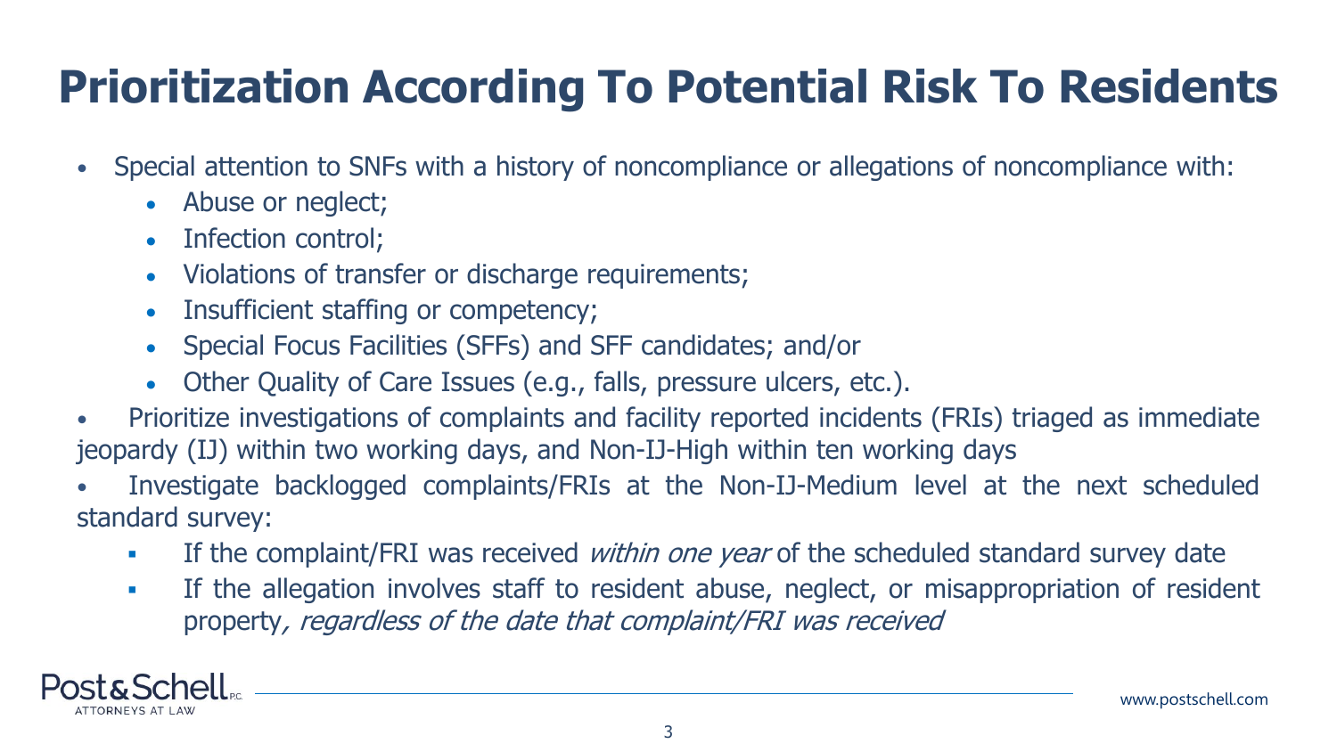# Prioritization According To Potential Risk To Residents

- Special attention to SNFs with a history of noncompliance or allegations of noncompliance with:
  - Abuse or neglect;
  - Infection control;
  - Violations of transfer or discharge requirements;
  - Insufficient staffing or competency;
  - Special Focus Facilities (SFFs) and SFF candidates; and/or
  - Other Quality of Care Issues (e.g., falls, pressure ulcers, etc.).
- Prioritize investigations of complaints and facility reported incidents (FRIs) triaged as immediate jeopardy (IJ) within two working days, and Non-IJ-High within ten working days
- Investigate backlogged complaints/FRIs at the Non-IJ-Medium level at the next scheduled standard survey:
  - If the complaint/FRI was received *within one year* of the scheduled standard survey date
  - If the allegation involves staff to resident abuse, neglect, or misappropriation of resident property*, regardless of the date that complaint/FRI was received*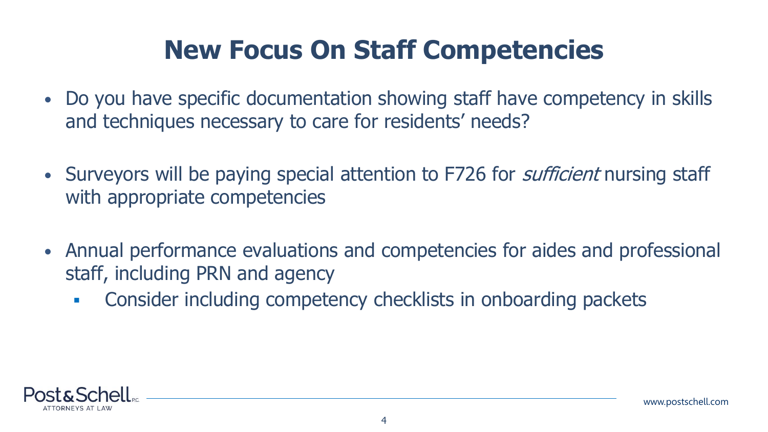# New Focus On Staff Competencies

- Do you have specific documentation showing staff have competency in skills and techniques necessary to care for residents' needs?
- Surveyors will be paying special attention to F726 for *sufficient* nursing staff with appropriate competencies
- Annual performance evaluations and competencies for aides and professional staff, including PRN and agency
  - Consider including competency checklists in onboarding packets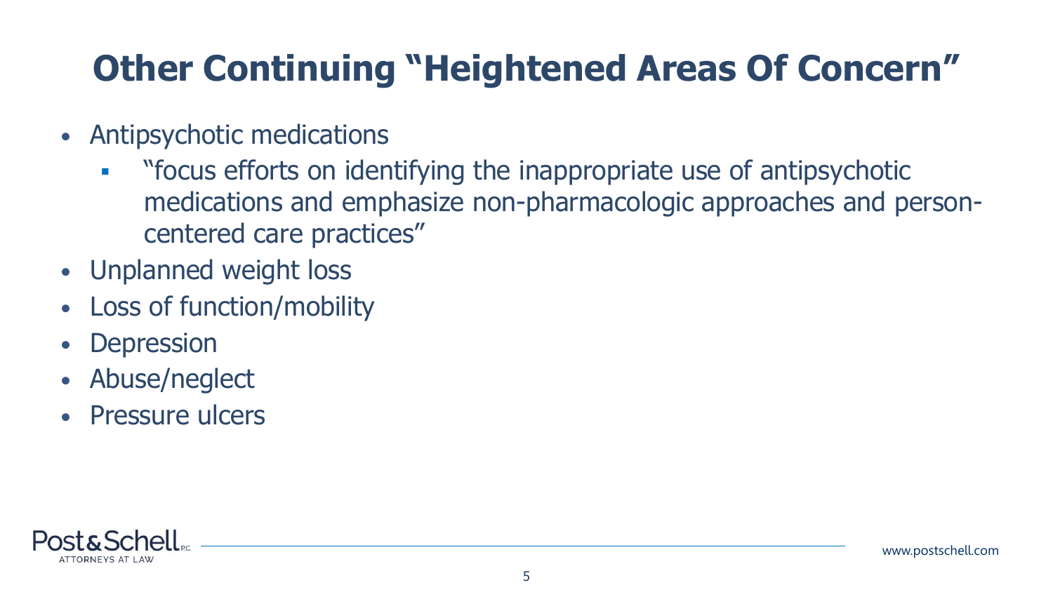# Other Continuing "Heightened Areas Of Concern"

- Antipsychotic medications
  - "focus efforts on identifying the inappropriate use of antipsychotic medications and emphasize non-pharmacologic approaches and person-centered care practices"
- Unplanned weight loss
- Loss of function/mobility
- Depression
- Abuse/neglect
- Pressure ulcers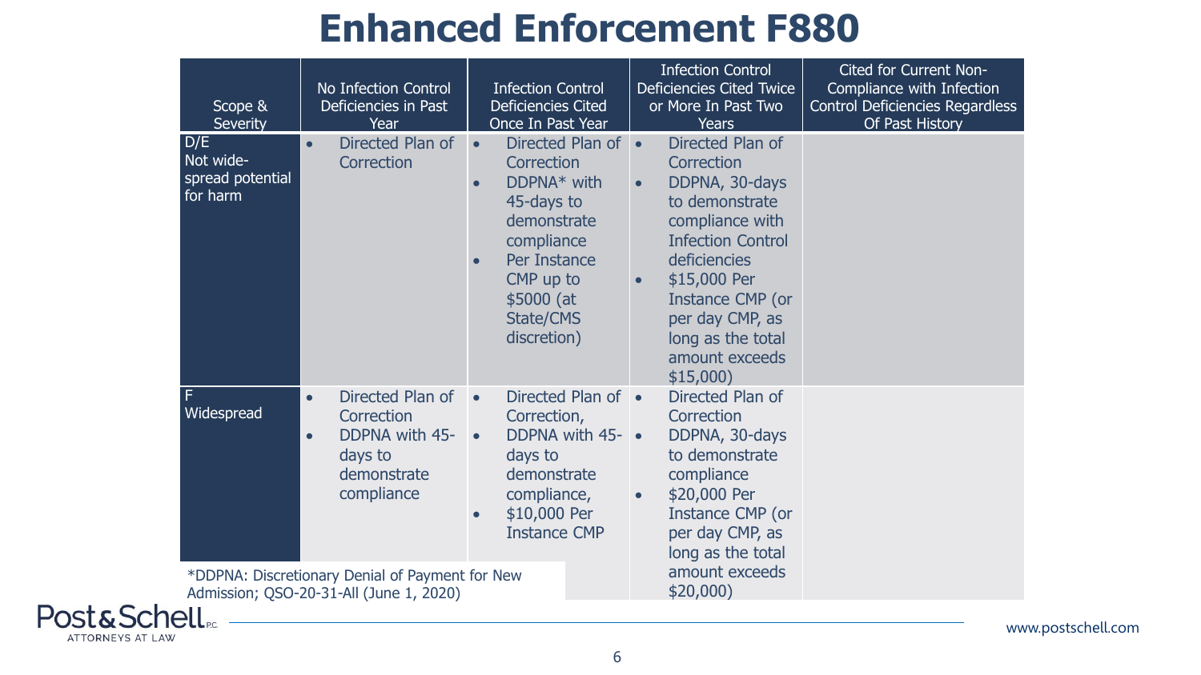# Enhanced Enforcement F880

| Scope & Severity | No Infection Control Deficiencies in Past Year | Infection Control Deficiencies Cited Once In Past Year | Infection Control Deficiencies Cited Twice or More In Past Two Years | Cited for Current Non-Compliance with Infection Control Deficiencies Regardless Of Past History |
|---|---|---|---|---|
| D/E Not wide-spread potential for harm | • Directed Plan of Correction | • Directed Plan of Correction<br>• DDPNA* with 45-days to demonstrate compliance<br>• Per Instance CMP up to $5000 (at State/CMS discretion) | • Directed Plan of Correction<br>• DDPNA, 30-days to demonstrate compliance with Infection Control deficiencies<br>• $15,000 Per Instance CMP (or per day CMP, as long as the total amount exceeds $15,000) | |
| F Widespread | • Directed Plan of Correction<br>• DDPNA with 45-days to demonstrate compliance | • Directed Plan of Correction,<br>• DDPNA with 45-days to demonstrate compliance,<br>• $10,000 Per Instance CMP | • Directed Plan of Correction<br>• DDPNA, 30-days to demonstrate compliance<br>• $20,000 Per Instance CMP (or per day CMP, as long as the total amount exceeds $20,000) | |

*DDPNA: Discretionary Denial of Payment for New Admission; QSO-20-31-All (June 1, 2020)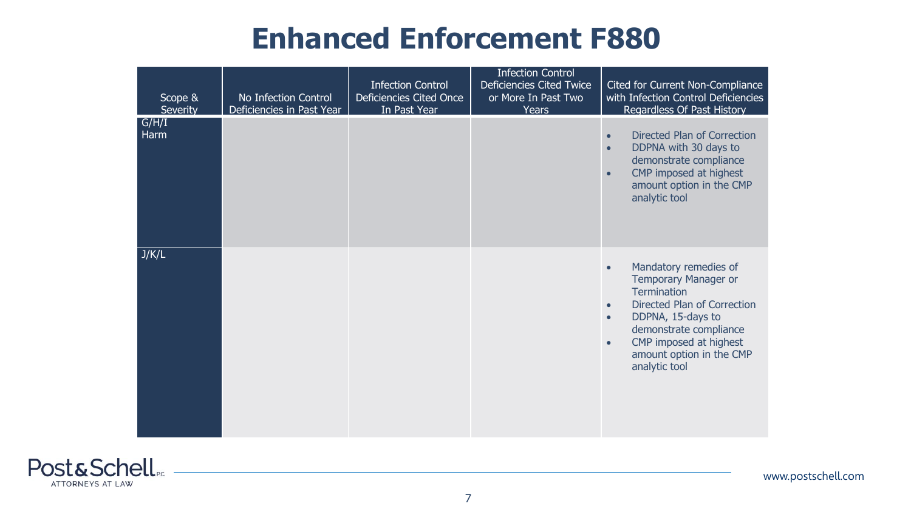# Enhanced Enforcement F880

| Scope & Severity | No Infection Control Deficiencies in Past Year | Infection Control Deficiencies Cited Once In Past Year | Infection Control Deficiencies Cited Twice or More In Past Two Years | Cited for Current Non-Compliance with Infection Control Deficiencies Regardless Of Past History |
| --- | --- | --- | --- | --- |
| G/H/I Harm | | | | • Directed Plan of Correction<br>• DDPNA with 30 days to demonstrate compliance<br>• CMP imposed at highest amount option in the CMP analytic tool |
| J/K/L | | | | • Mandatory remedies of Temporary Manager or Termination<br>• Directed Plan of Correction<br>• DDPNA, 15-days to demonstrate compliance<br>• CMP imposed at highest amount option in the CMP analytic tool |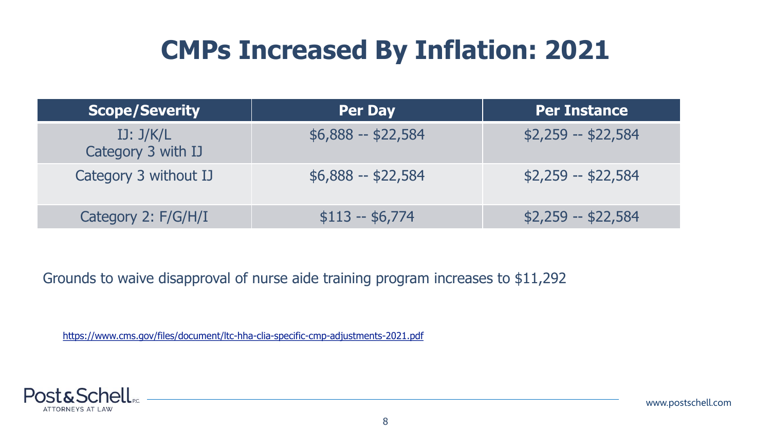# CMPs Increased By Inflation: 2021

| Scope/Severity | Per Day | Per Instance |
| --- | --- | --- |
| IJ: J/K/L<br>Category 3 with IJ | $6,888 -- $22,584 | $2,259 -- $22,584 |
| Category 3 without IJ | $6,888 -- $22,584 | $2,259 -- $22,584 |
| Category 2: F/G/H/I | $113 -- $6,774 | $2,259 -- $22,584 |

Grounds to waive disapproval of nurse aide training program increases to $11,292

https://www.cms.gov/files/document/ltc-hha-clia-specific-cmp-adjustments-2021.pdf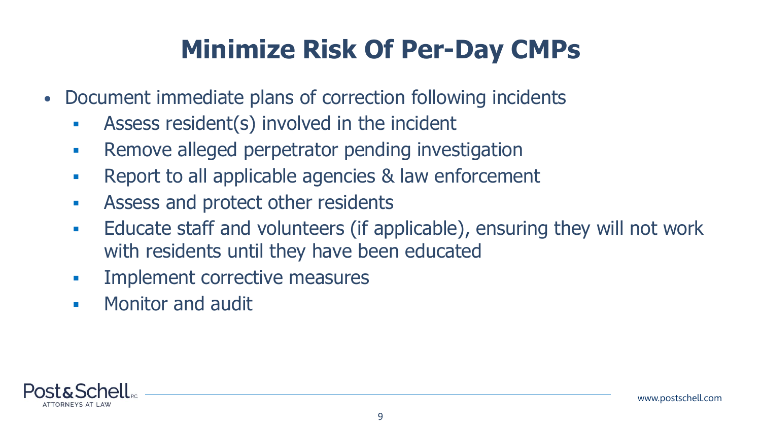# Minimize Risk Of Per-Day CMPs

- Document immediate plans of correction following incidents
  - Assess resident(s) involved in the incident
  - Remove alleged perpetrator pending investigation
  - Report to all applicable agencies & law enforcement
  - Assess and protect other residents
  - Educate staff and volunteers (if applicable), ensuring they will not work with residents until they have been educated
  - Implement corrective measures
  - Monitor and audit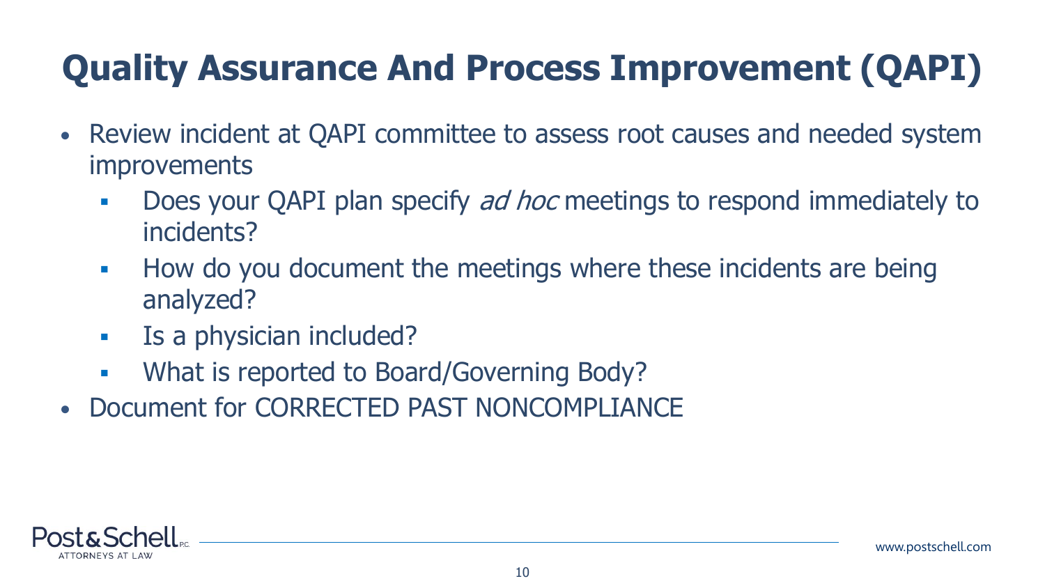# Quality Assurance And Process Improvement (QAPI)

- Review incident at QAPI committee to assess root causes and needed system improvements
  - Does your QAPI plan specify *ad hoc* meetings to respond immediately to incidents?
  - How do you document the meetings where these incidents are being analyzed?
  - Is a physician included?
  - What is reported to Board/Governing Body?
- Document for CORRECTED PAST NONCOMPLIANCE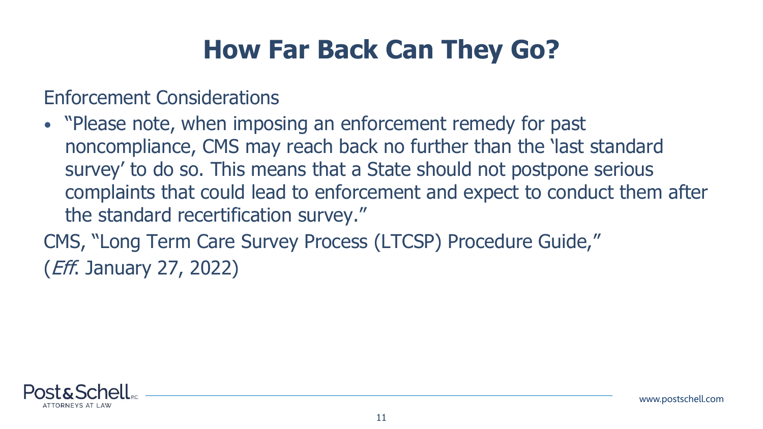# How Far Back Can They Go?

Enforcement Considerations

- "Please note, when imposing an enforcement remedy for past noncompliance, CMS may reach back no further than the 'last standard survey' to do so. This means that a State should not postpone serious complaints that could lead to enforcement and expect to conduct them after the standard recertification survey."

CMS, "Long Term Care Survey Process (LTCSP) Procedure Guide," (*Eff*. January 27, 2022)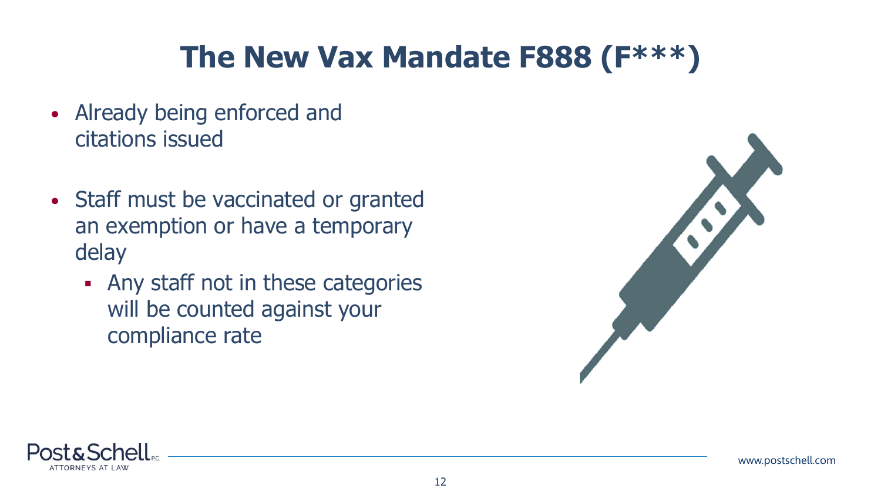# The New Vax Mandate F888 (F***)

- Already being enforced and citations issued
- Staff must be vaccinated or granted an exemption or have a temporary delay
  - Any staff not in these categories will be counted against your compliance rate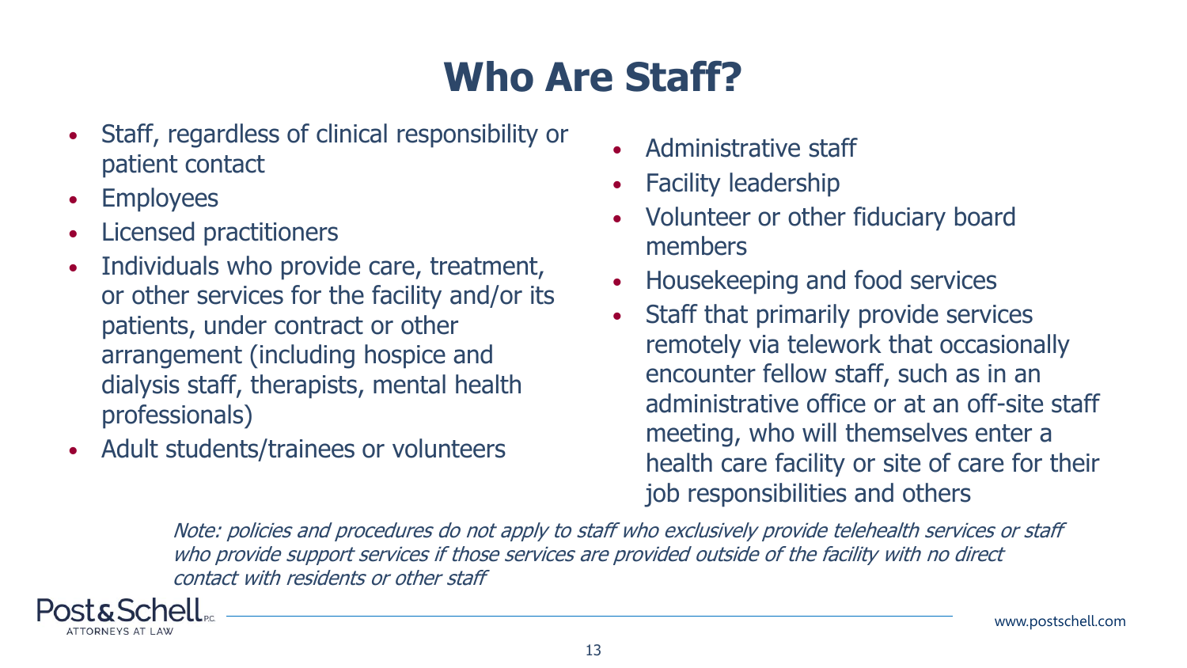# Who Are Staff?

- Staff, regardless of clinical responsibility or patient contact
- Employees
- Licensed practitioners
- Individuals who provide care, treatment, or other services for the facility and/or its patients, under contract or other arrangement (including hospice and dialysis staff, therapists, mental health professionals)
- Adult students/trainees or volunteers
- Administrative staff
- Facility leadership
- Volunteer or other fiduciary board members
- Housekeeping and food services
- Staff that primarily provide services remotely via telework that occasionally encounter fellow staff, such as in an administrative office or at an off-site staff meeting, who will themselves enter a health care facility or site of care for their job responsibilities and others

*Note: policies and procedures do not apply to staff who exclusively provide telehealth services or staff who provide support services if those services are provided outside of the facility with no direct contact with residents or other staff*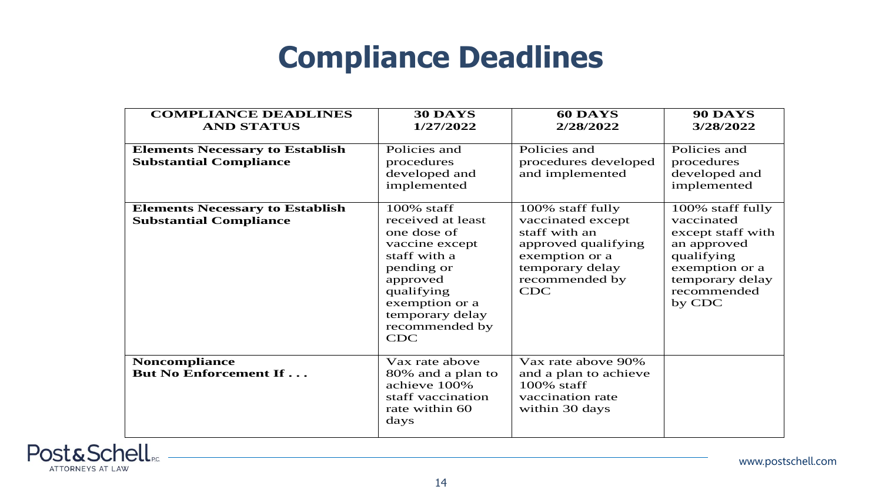# Compliance Deadlines

| **COMPLIANCE DEADLINES AND STATUS** | **30 DAYS 1/27/2022** | **60 DAYS 2/28/2022** | **90 DAYS 3/28/2022** |
| --- | --- | --- | --- |
| **Elements Necessary to Establish Substantial Compliance** | Policies and procedures developed and implemented | Policies and procedures developed and implemented | Policies and procedures developed and implemented |
| **Elements Necessary to Establish Substantial Compliance** | 100% staff received at least one dose of vaccine except staff with a pending or approved qualifying exemption or a temporary delay recommended by CDC | 100% staff fully vaccinated except staff with an approved qualifying exemption or a temporary delay recommended by CDC | 100% staff fully vaccinated except staff with an approved qualifying exemption or a temporary delay recommended by CDC |
| **Noncompliance But No Enforcement If . . .** | Vax rate above 80% and a plan to achieve 100% staff vaccination rate within 60 days | Vax rate above 90% and a plan to achieve 100% staff vaccination rate within 30 days | |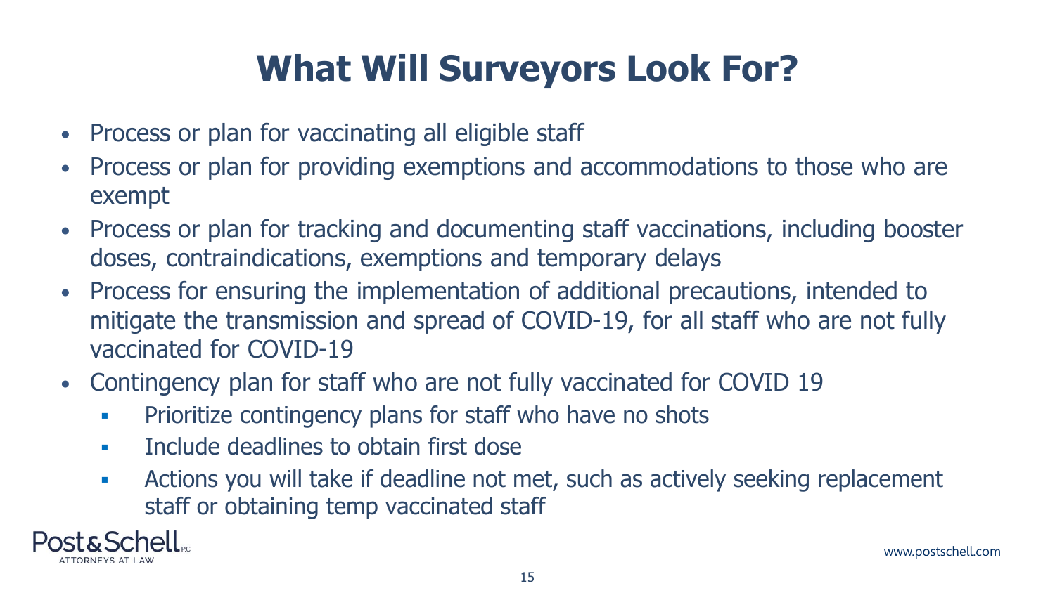# What Will Surveyors Look For?

- Process or plan for vaccinating all eligible staff
- Process or plan for providing exemptions and accommodations to those who are exempt
- Process or plan for tracking and documenting staff vaccinations, including booster doses, contraindications, exemptions and temporary delays
- Process for ensuring the implementation of additional precautions, intended to mitigate the transmission and spread of COVID-19, for all staff who are not fully vaccinated for COVID-19
- Contingency plan for staff who are not fully vaccinated for COVID 19
  - Prioritize contingency plans for staff who have no shots
  - Include deadlines to obtain first dose
  - Actions you will take if deadline not met, such as actively seeking replacement staff or obtaining temp vaccinated staff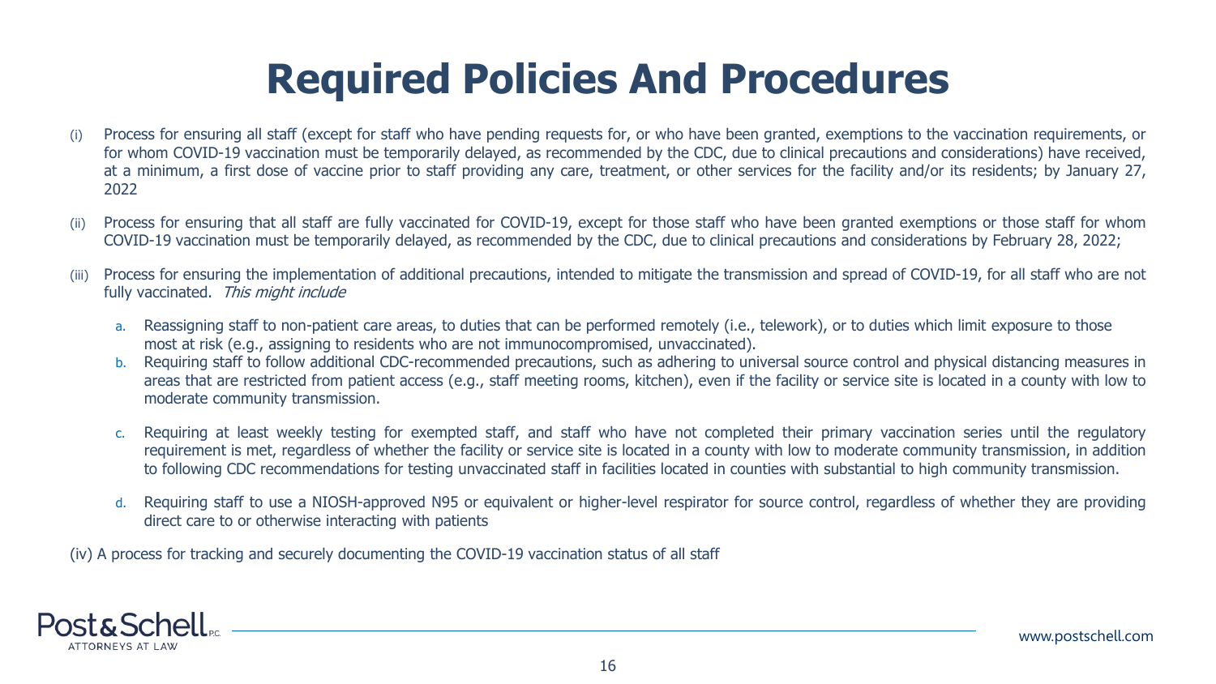# Required Policies And Procedures

(i) Process for ensuring all staff (except for staff who have pending requests for, or who have been granted, exemptions to the vaccination requirements, or for whom COVID-19 vaccination must be temporarily delayed, as recommended by the CDC, due to clinical precautions and considerations) have received, at a minimum, a first dose of vaccine prior to staff providing any care, treatment, or other services for the facility and/or its residents; by January 27, 2022

(ii) Process for ensuring that all staff are fully vaccinated for COVID-19, except for those staff who have been granted exemptions or those staff for whom COVID-19 vaccination must be temporarily delayed, as recommended by the CDC, due to clinical precautions and considerations by February 28, 2022;

(iii) Process for ensuring the implementation of additional precautions, intended to mitigate the transmission and spread of COVID-19, for all staff who are not fully vaccinated. *This might include*

a. Reassigning staff to non-patient care areas, to duties that can be performed remotely (i.e., telework), or to duties which limit exposure to those most at risk (e.g., assigning to residents who are not immunocompromised, unvaccinated).

b. Requiring staff to follow additional CDC-recommended precautions, such as adhering to universal source control and physical distancing measures in areas that are restricted from patient access (e.g., staff meeting rooms, kitchen), even if the facility or service site is located in a county with low to moderate community transmission.

c. Requiring at least weekly testing for exempted staff, and staff who have not completed their primary vaccination series until the regulatory requirement is met, regardless of whether the facility or service site is located in a county with low to moderate community transmission, in addition to following CDC recommendations for testing unvaccinated staff in facilities located in counties with substantial to high community transmission.

d. Requiring staff to use a NIOSH-approved N95 or equivalent or higher-level respirator for source control, regardless of whether they are providing direct care to or otherwise interacting with patients

(iv) A process for tracking and securely documenting the COVID-19 vaccination status of all staff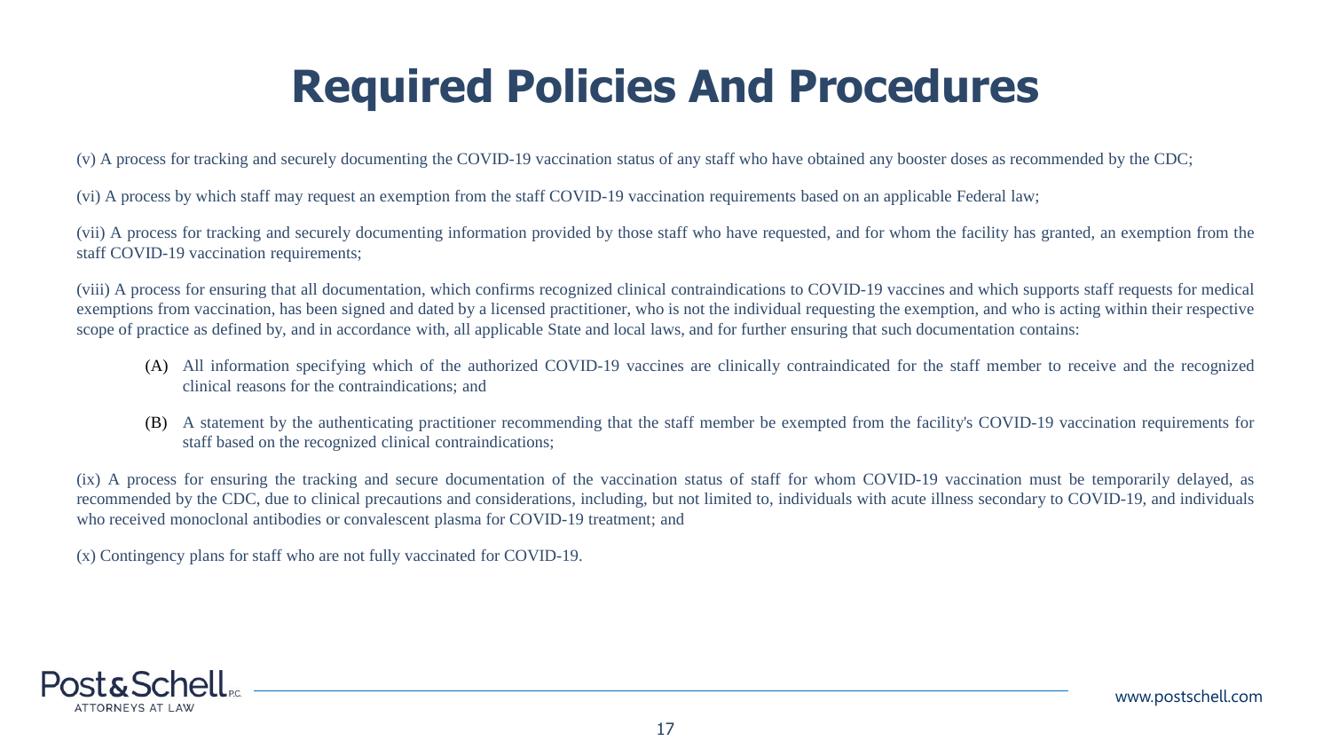# Required Policies And Procedures

(v) A process for tracking and securely documenting the COVID-19 vaccination status of any staff who have obtained any booster doses as recommended by the CDC;

(vi) A process by which staff may request an exemption from the staff COVID-19 vaccination requirements based on an applicable Federal law;

(vii) A process for tracking and securely documenting information provided by those staff who have requested, and for whom the facility has granted, an exemption from the staff COVID-19 vaccination requirements;

(viii) A process for ensuring that all documentation, which confirms recognized clinical contraindications to COVID-19 vaccines and which supports staff requests for medical exemptions from vaccination, has been signed and dated by a licensed practitioner, who is not the individual requesting the exemption, and who is acting within their respective scope of practice as defined by, and in accordance with, all applicable State and local laws, and for further ensuring that such documentation contains:

- (A) All information specifying which of the authorized COVID-19 vaccines are clinically contraindicated for the staff member to receive and the recognized clinical reasons for the contraindications; and
- (B) A statement by the authenticating practitioner recommending that the staff member be exempted from the facility's COVID-19 vaccination requirements for staff based on the recognized clinical contraindications;

(ix) A process for ensuring the tracking and secure documentation of the vaccination status of staff for whom COVID-19 vaccination must be temporarily delayed, as recommended by the CDC, due to clinical precautions and considerations, including, but not limited to, individuals with acute illness secondary to COVID-19, and individuals who received monoclonal antibodies or convalescent plasma for COVID-19 treatment; and

(x) Contingency plans for staff who are not fully vaccinated for COVID-19.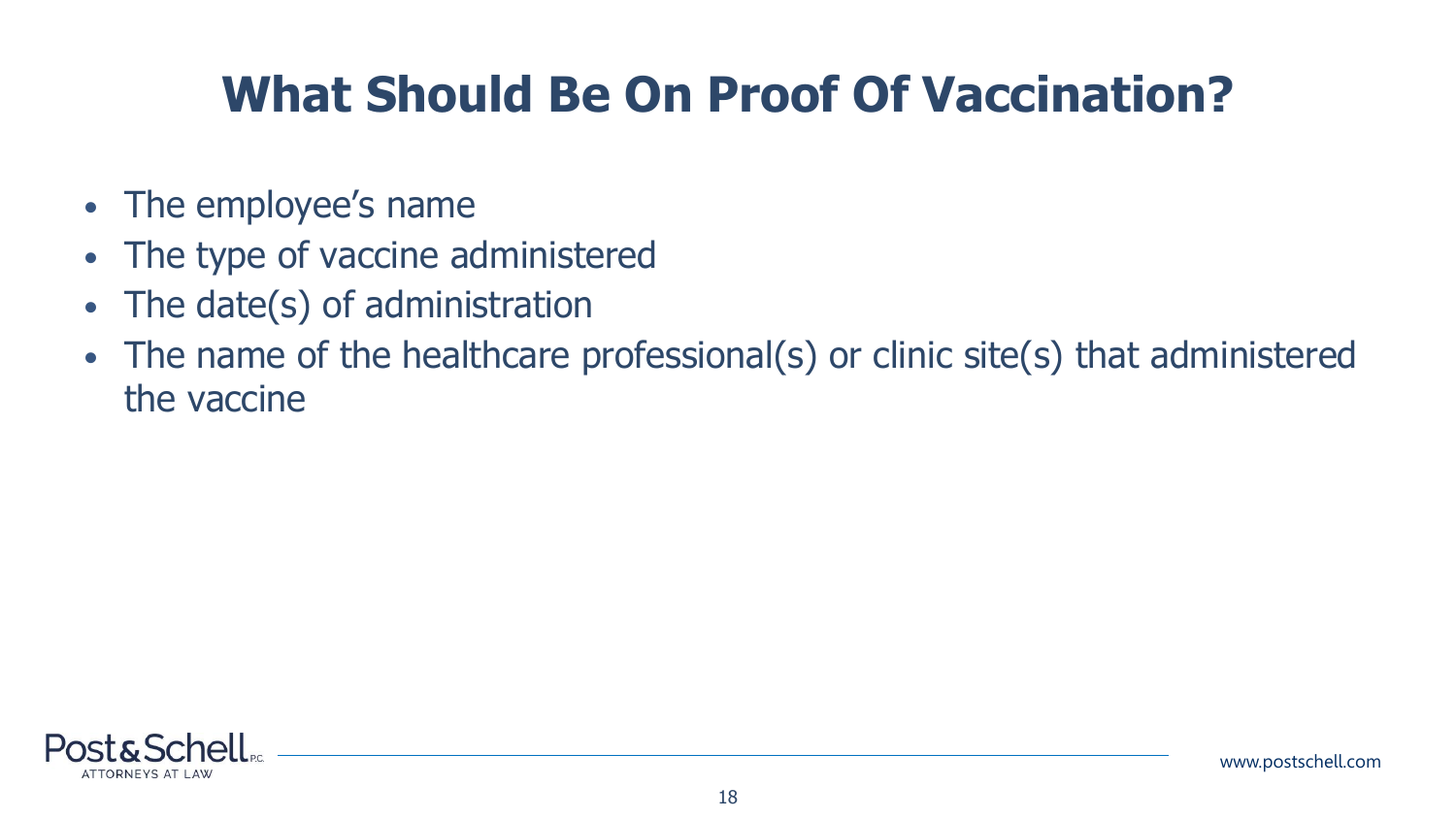# What Should Be On Proof Of Vaccination?

- The employee's name
- The type of vaccine administered
- The date(s) of administration
- The name of the healthcare professional(s) or clinic site(s) that administered the vaccine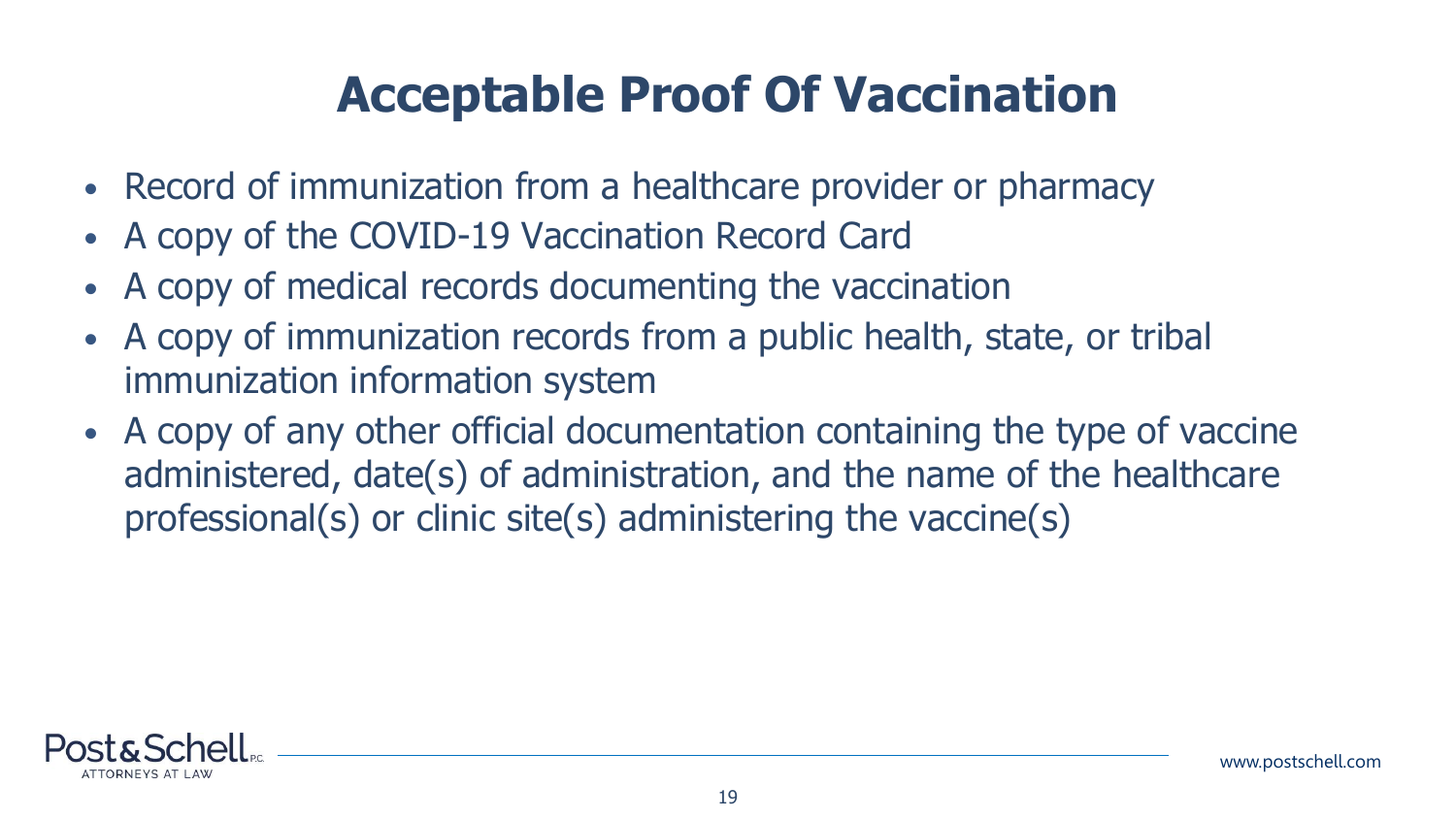# Acceptable Proof Of Vaccination

- Record of immunization from a healthcare provider or pharmacy
- A copy of the COVID-19 Vaccination Record Card
- A copy of medical records documenting the vaccination
- A copy of immunization records from a public health, state, or tribal immunization information system
- A copy of any other official documentation containing the type of vaccine administered, date(s) of administration, and the name of the healthcare professional(s) or clinic site(s) administering the vaccine(s)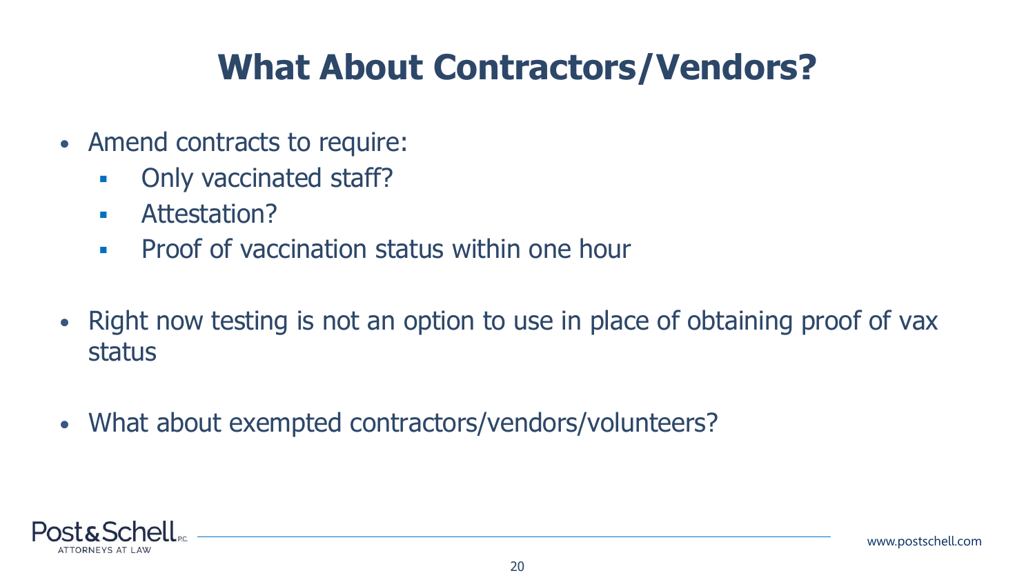# What About Contractors/Vendors?

- Amend contracts to require:
  - Only vaccinated staff?
  - Attestation?
  - Proof of vaccination status within one hour

- Right now testing is not an option to use in place of obtaining proof of vax status

- What about exempted contractors/vendors/volunteers?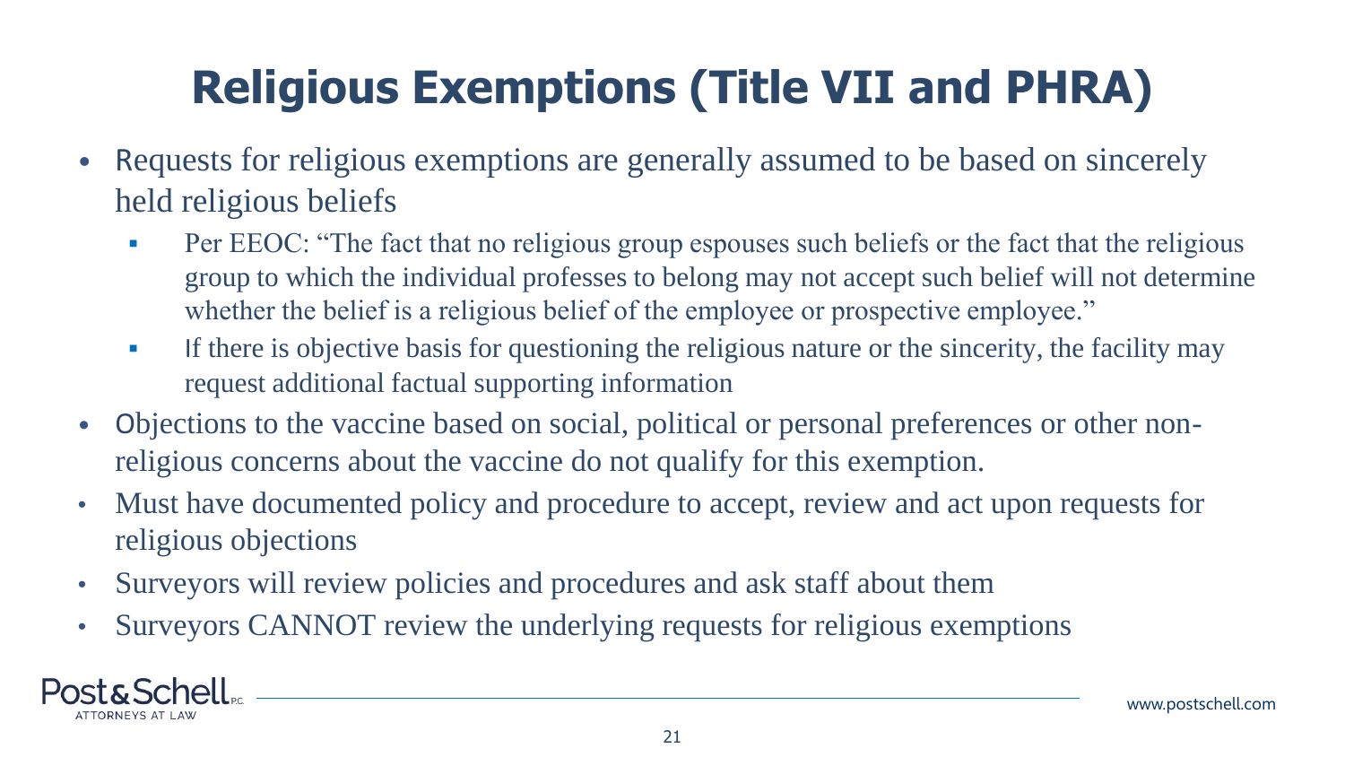# Religious Exemptions (Title VII and PHRA)

- Requests for religious exemptions are generally assumed to be based on sincerely held religious beliefs
  - Per EEOC: "The fact that no religious group espouses such beliefs or the fact that the religious group to which the individual professes to belong may not accept such belief will not determine whether the belief is a religious belief of the employee or prospective employee."
  - If there is objective basis for questioning the religious nature or the sincerity, the facility may request additional factual supporting information
- Objections to the vaccine based on social, political or personal preferences or other non-religious concerns about the vaccine do not qualify for this exemption.
- Must have documented policy and procedure to accept, review and act upon requests for religious objections
- Surveyors will review policies and procedures and ask staff about them
- Surveyors CANNOT review the underlying requests for religious exemptions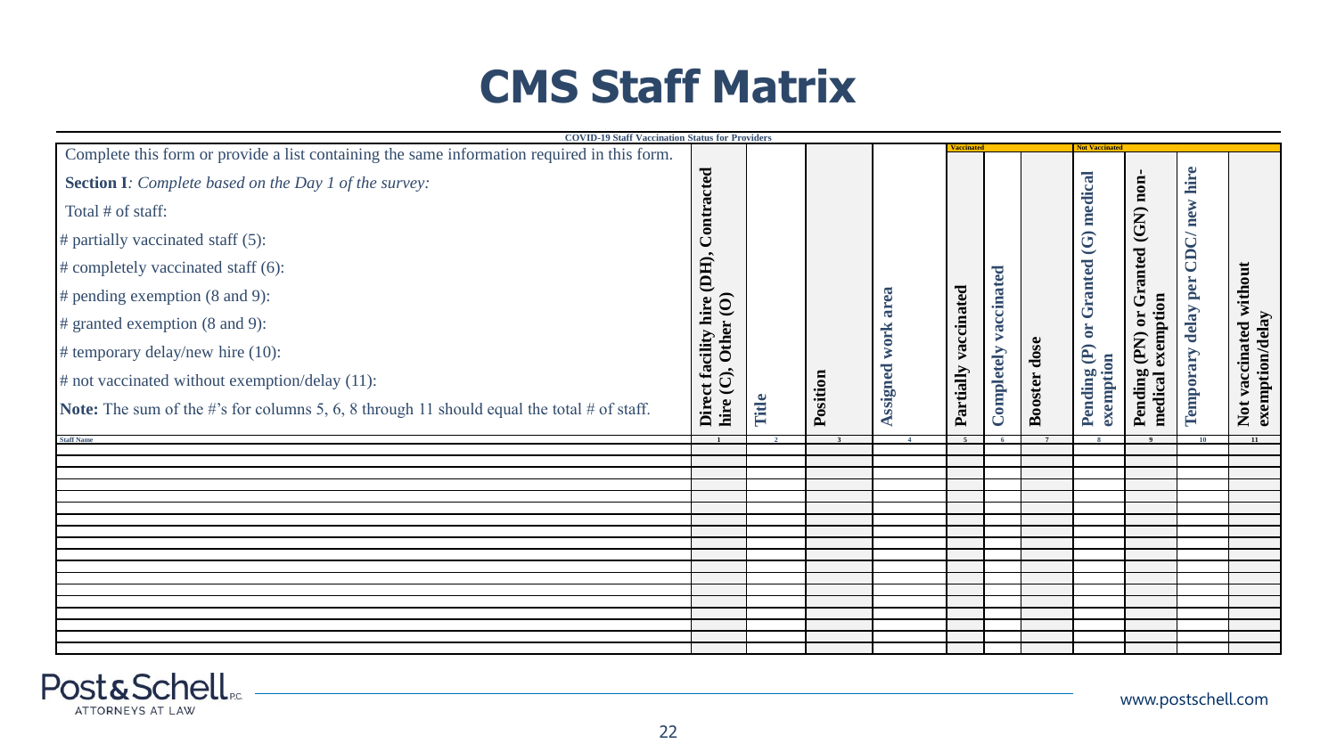# CMS Staff Matrix

**COVID-19 Staff Vaccination Status for Providers**

Complete this form or provide a list containing the same information required in this form.

**Section I**: *Complete based on the Day 1 of the survey:*

Total # of staff:

# partially vaccinated staff (5):

# completely vaccinated staff (6):

# pending exemption (8 and 9):

# granted exemption (8 and 9):

# temporary delay/new hire (10):

# not vaccinated without exemption/delay (11):

**Note:** The sum of the #'s for columns 5, 6, 8 through 11 should equal the total # of staff.

| | | | | | Vaccinated | | | Not Vaccinated | | | |
|---|---|---|---|---|---|---|---|---|---|---|---|
| | **Direct facility hire (DH), Contracted hire (C), Other (O)** | **Title** | **Position** | **Assigned work area** | **Partially vaccinated** | **Completely vaccinated** | **Booster dose** | **Pending (P) or Granted (G) medical exemption** | **Pending (PN) or Granted (GN) non-medical exemption** | **Temporary delay per CDC/ new hire** | **Not vaccinated without exemption/delay** |
| Staff Name | 1 | 2 | 3 | 4 | 5 | 6 | 7 | 8 | 9 | 10 | 11 |
| | | | | | | | | | | | |
| | | | | | | | | | | | |
| | | | | | | | | | | | |
| | | | | | | | | | | | |
| | | | | | | | | | | | |
| | | | | | | | | | | | |
| | | | | | | | | | | | |
| | | | | | | | | | | | |
| | | | | | | | | | | | |
| | | | | | | | | | | | |
| | | | | | | | | | | | |
| | | | | | | | | | | | |
| | | | | | | | | | | | |
| | | | | | | | | | | | |
| | | | | | | | | | | | |
| | | | | | | | | | | | |
| | | | | | | | | | | | |
| | | | | | | | | | | | |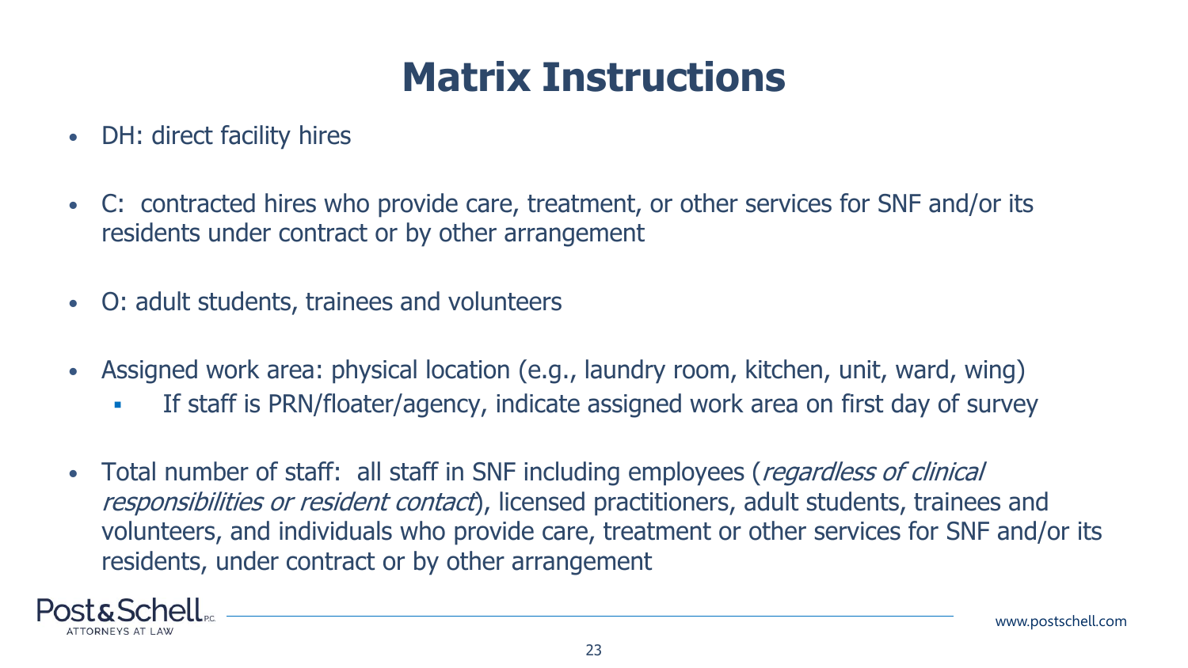# Matrix Instructions

- DH: direct facility hires
- C: contracted hires who provide care, treatment, or other services for SNF and/or its residents under contract or by other arrangement
- O: adult students, trainees and volunteers
- Assigned work area: physical location (e.g., laundry room, kitchen, unit, ward, wing)
  - If staff is PRN/floater/agency, indicate assigned work area on first day of survey
- Total number of staff: all staff in SNF including employees (*regardless of clinical responsibilities or resident contact*), licensed practitioners, adult students, trainees and volunteers, and individuals who provide care, treatment or other services for SNF and/or its residents, under contract or by other arrangement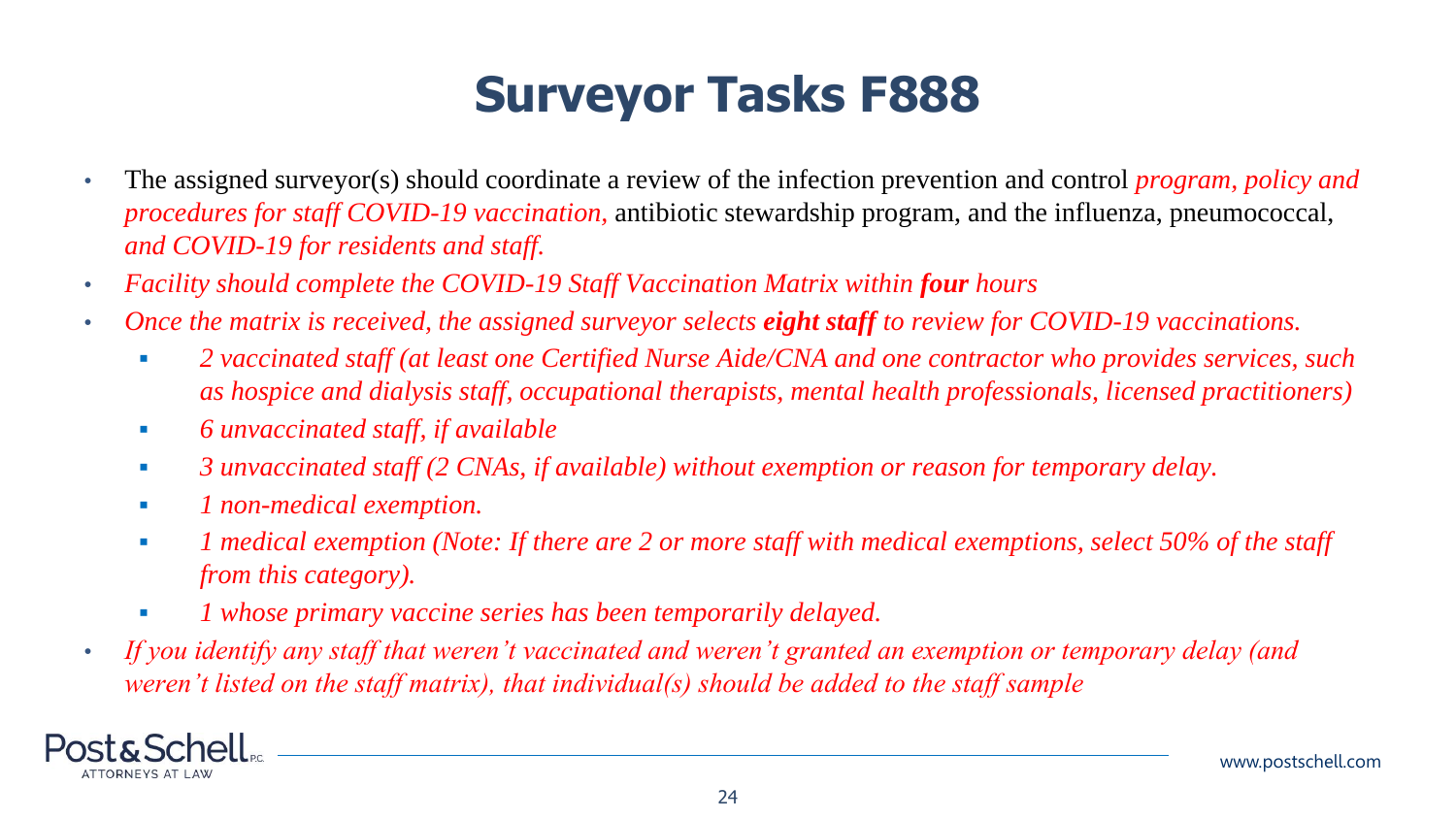# Surveyor Tasks F888

- The assigned surveyor(s) should coordinate a review of the infection prevention and control *program, policy and procedures for staff COVID-19 vaccination,* antibiotic stewardship program, and the influenza, pneumococcal, *and COVID-19 for residents and staff.*
- *Facility should complete the COVID-19 Staff Vaccination Matrix within **four** hours*
- *Once the matrix is received, the assigned surveyor selects **eight staff** to review for COVID-19 vaccinations.*
  - *2 vaccinated staff (at least one Certified Nurse Aide/CNA and one contractor who provides services, such as hospice and dialysis staff, occupational therapists, mental health professionals, licensed practitioners)*
  - *6 unvaccinated staff, if available*
  - *3 unvaccinated staff (2 CNAs, if available) without exemption or reason for temporary delay.*
  - *1 non-medical exemption.*
  - *1 medical exemption (Note: If there are 2 or more staff with medical exemptions, select 50% of the staff from this category).*
  - *1 whose primary vaccine series has been temporarily delayed.*
- *If you identify any staff that weren't vaccinated and weren't granted an exemption or temporary delay (and weren't listed on the staff matrix), that individual(s) should be added to the staff sample*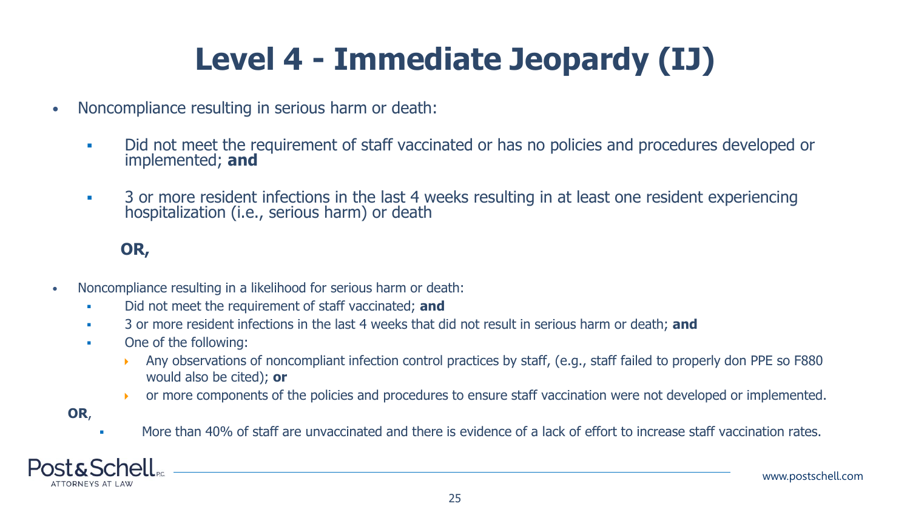# Level 4 - Immediate Jeopardy (IJ)

- Noncompliance resulting in serious harm or death:
  - Did not meet the requirement of staff vaccinated or has no policies and procedures developed or implemented; **and**
  - 3 or more resident infections in the last 4 weeks resulting in at least one resident experiencing hospitalization (i.e., serious harm) or death

  **OR,**

- Noncompliance resulting in a likelihood for serious harm or death:
  - Did not meet the requirement of staff vaccinated; **and**
  - 3 or more resident infections in the last 4 weeks that did not result in serious harm or death; **and**
  - One of the following:
    - Any observations of noncompliant infection control practices by staff, (e.g., staff failed to properly don PPE so F880 would also be cited); **or**
    - or more components of the policies and procedures to ensure staff vaccination were not developed or implemented.

**OR**,

- More than 40% of staff are unvaccinated and there is evidence of a lack of effort to increase staff vaccination rates.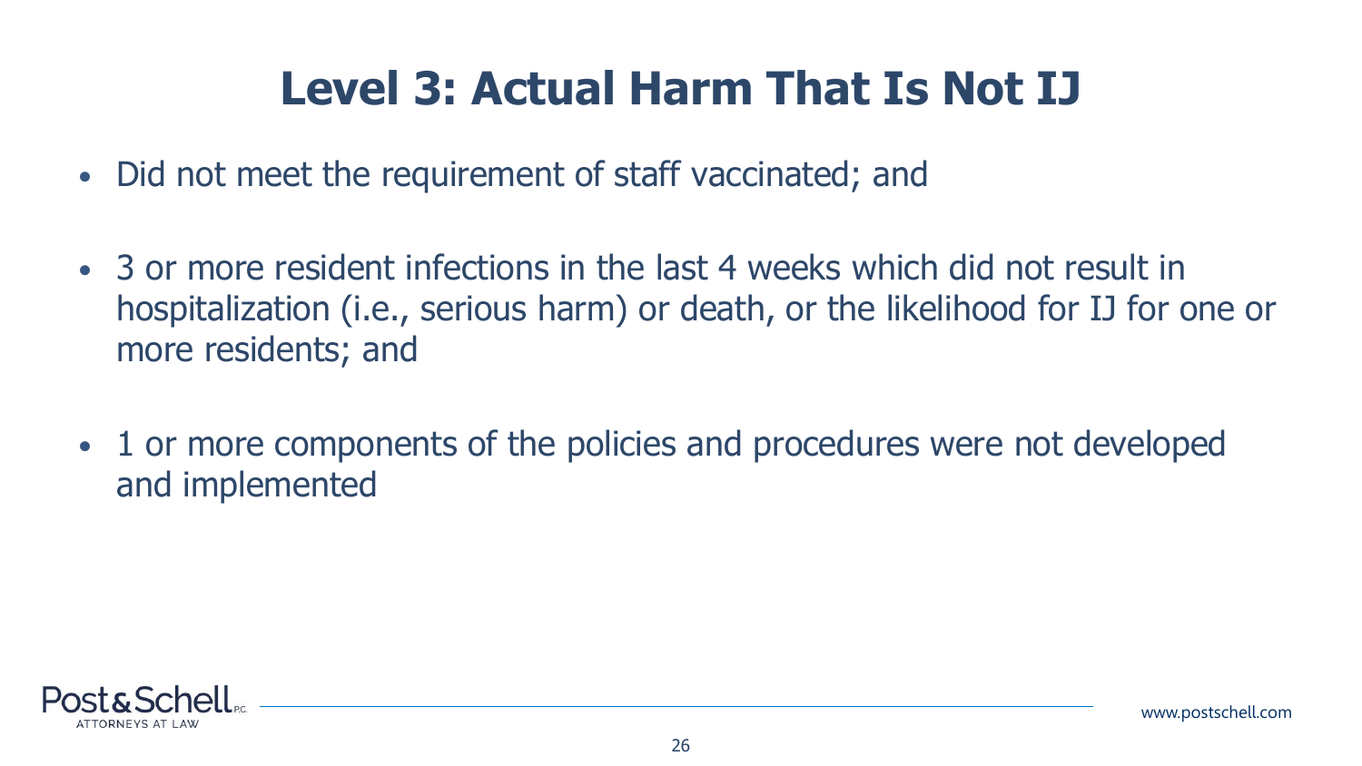# Level 3: Actual Harm That Is Not IJ

- Did not meet the requirement of staff vaccinated; and
- 3 or more resident infections in the last 4 weeks which did not result in hospitalization (i.e., serious harm) or death, or the likelihood for IJ for one or more residents; and
- 1 or more components of the policies and procedures were not developed and implemented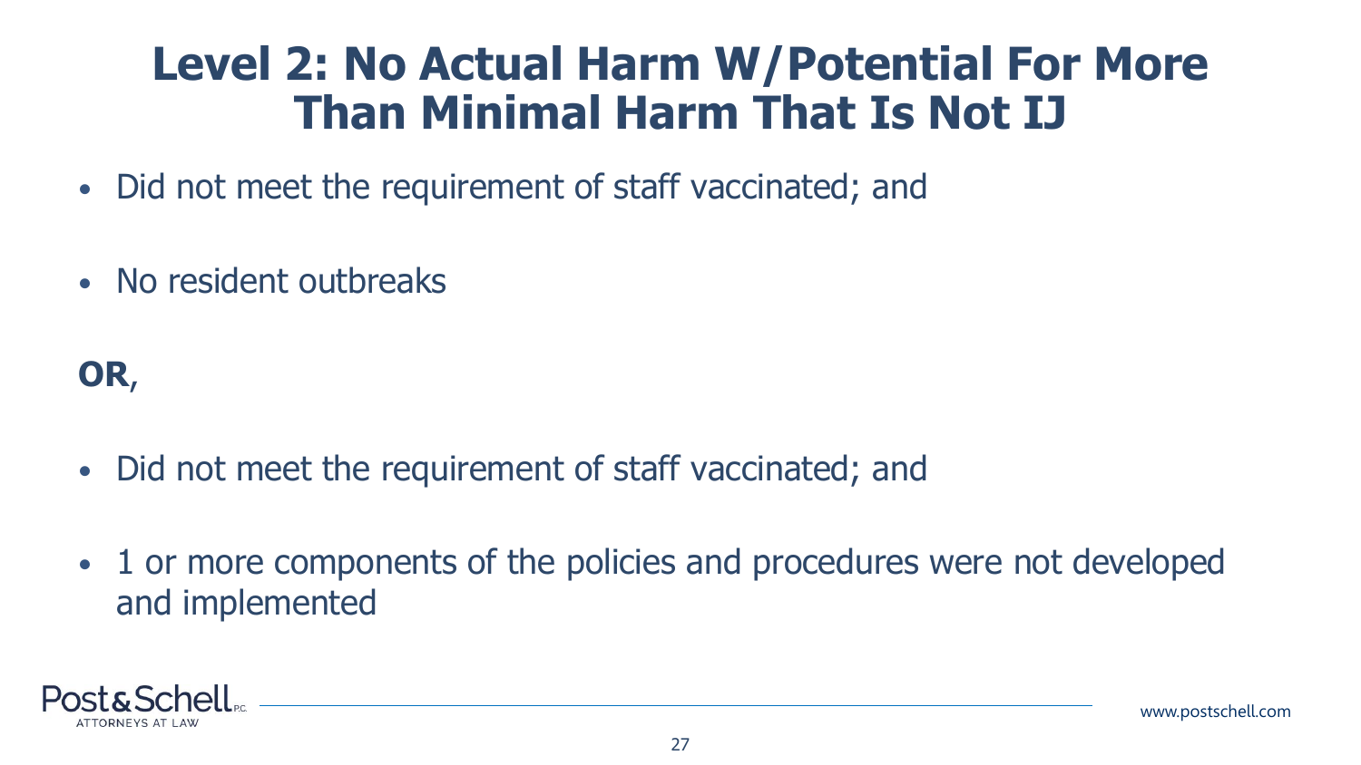# Level 2: No Actual Harm W/Potential For More Than Minimal Harm That Is Not IJ

- Did not meet the requirement of staff vaccinated; and
- No resident outbreaks

**OR**,

- Did not meet the requirement of staff vaccinated; and
- 1 or more components of the policies and procedures were not developed and implemented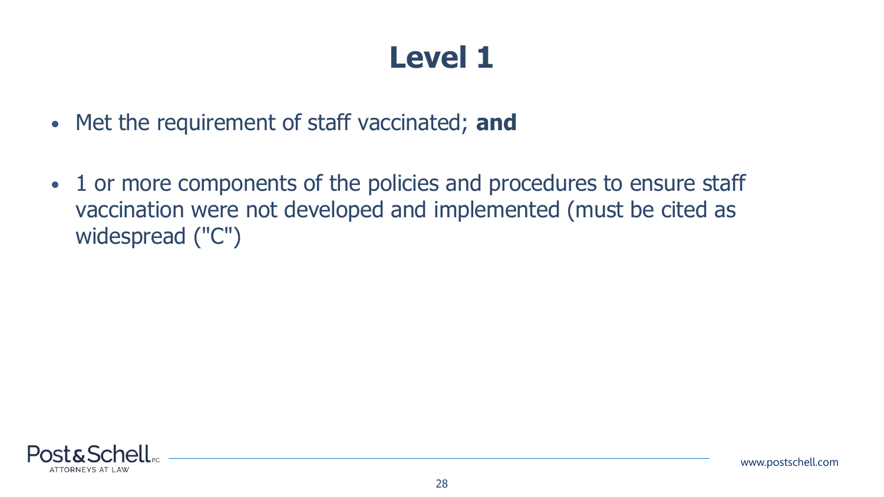# Level 1

- Met the requirement of staff vaccinated; **and**

- 1 or more components of the policies and procedures to ensure staff vaccination were not developed and implemented (must be cited as widespread ("C")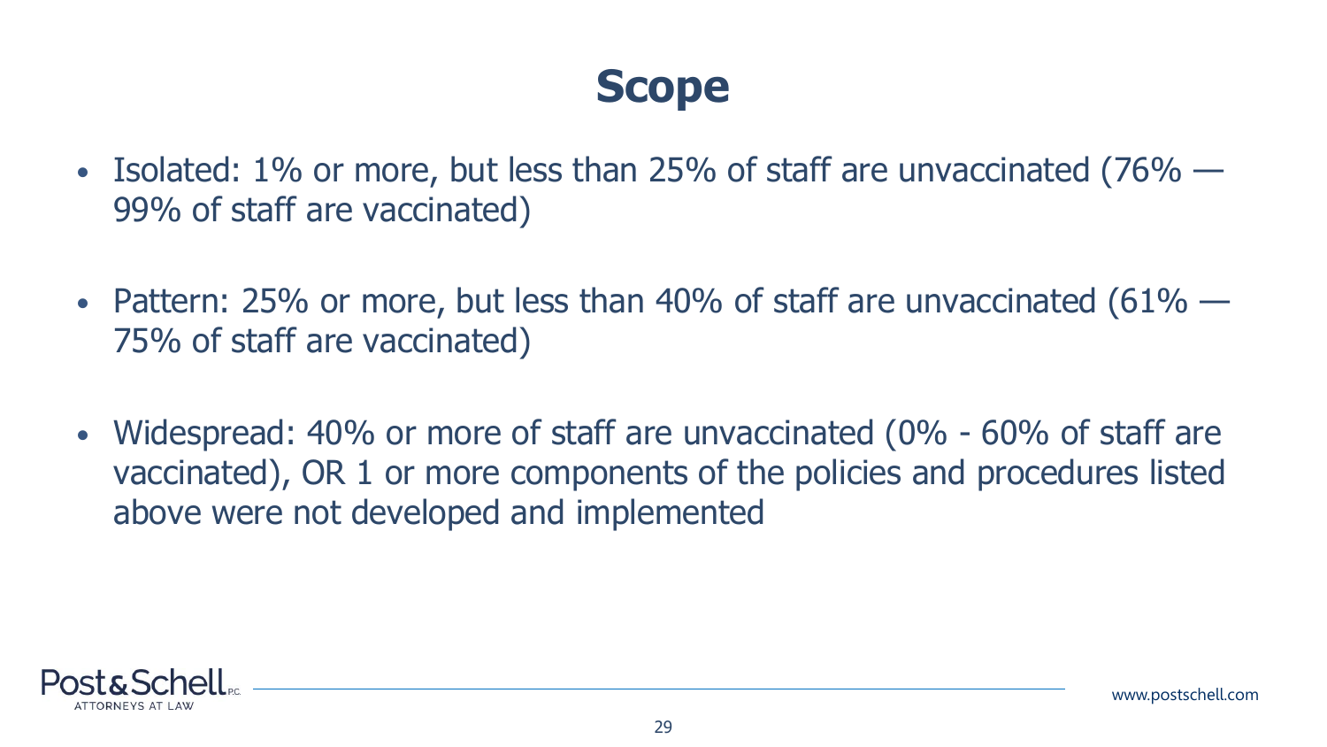# Scope

- Isolated: 1% or more, but less than 25% of staff are unvaccinated (76% — 99% of staff are vaccinated)

- Pattern: 25% or more, but less than 40% of staff are unvaccinated (61% — 75% of staff are vaccinated)

- Widespread: 40% or more of staff are unvaccinated (0% - 60% of staff are vaccinated), OR 1 or more components of the policies and procedures listed above were not developed and implemented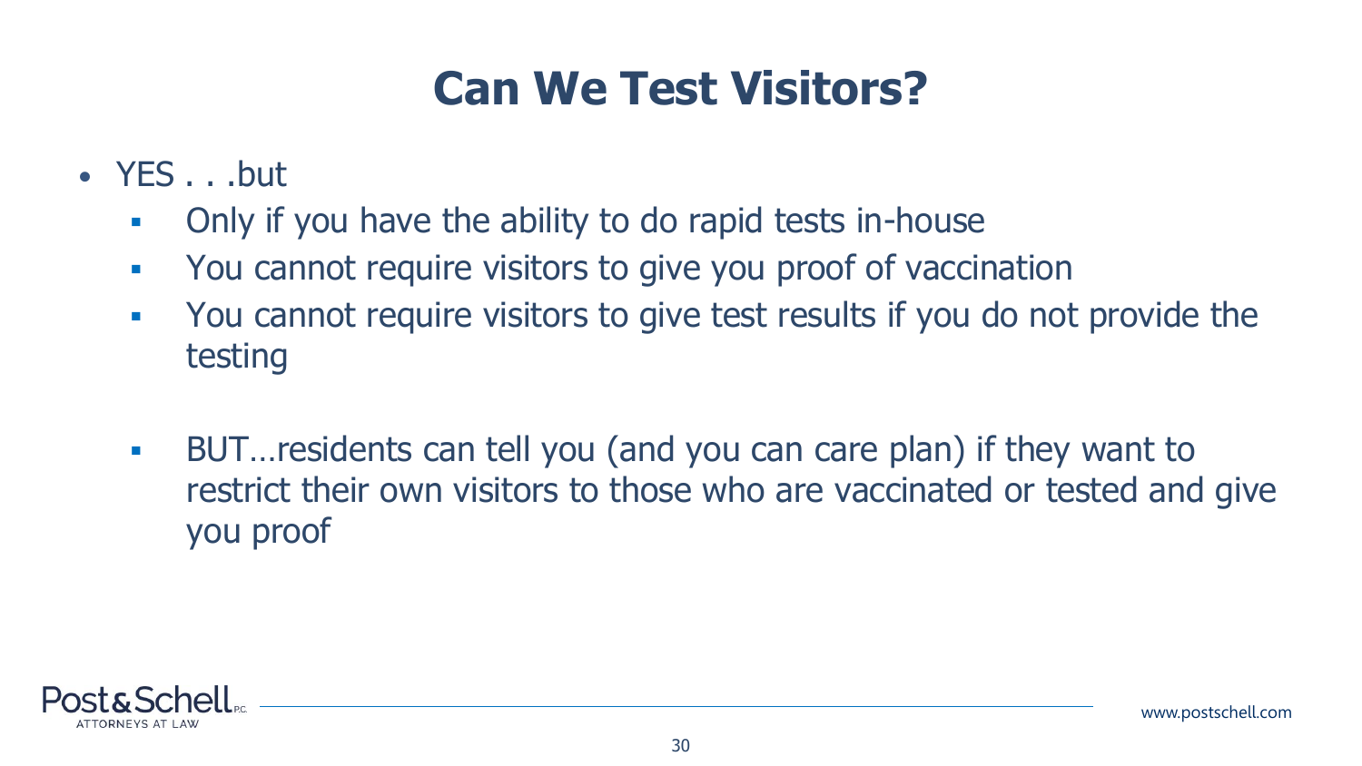# Can We Test Visitors?

- YES . . .but
  - Only if you have the ability to do rapid tests in-house
  - You cannot require visitors to give you proof of vaccination
  - You cannot require visitors to give test results if you do not provide the testing
  - BUT…residents can tell you (and you can care plan) if they want to restrict their own visitors to those who are vaccinated or tested and give you proof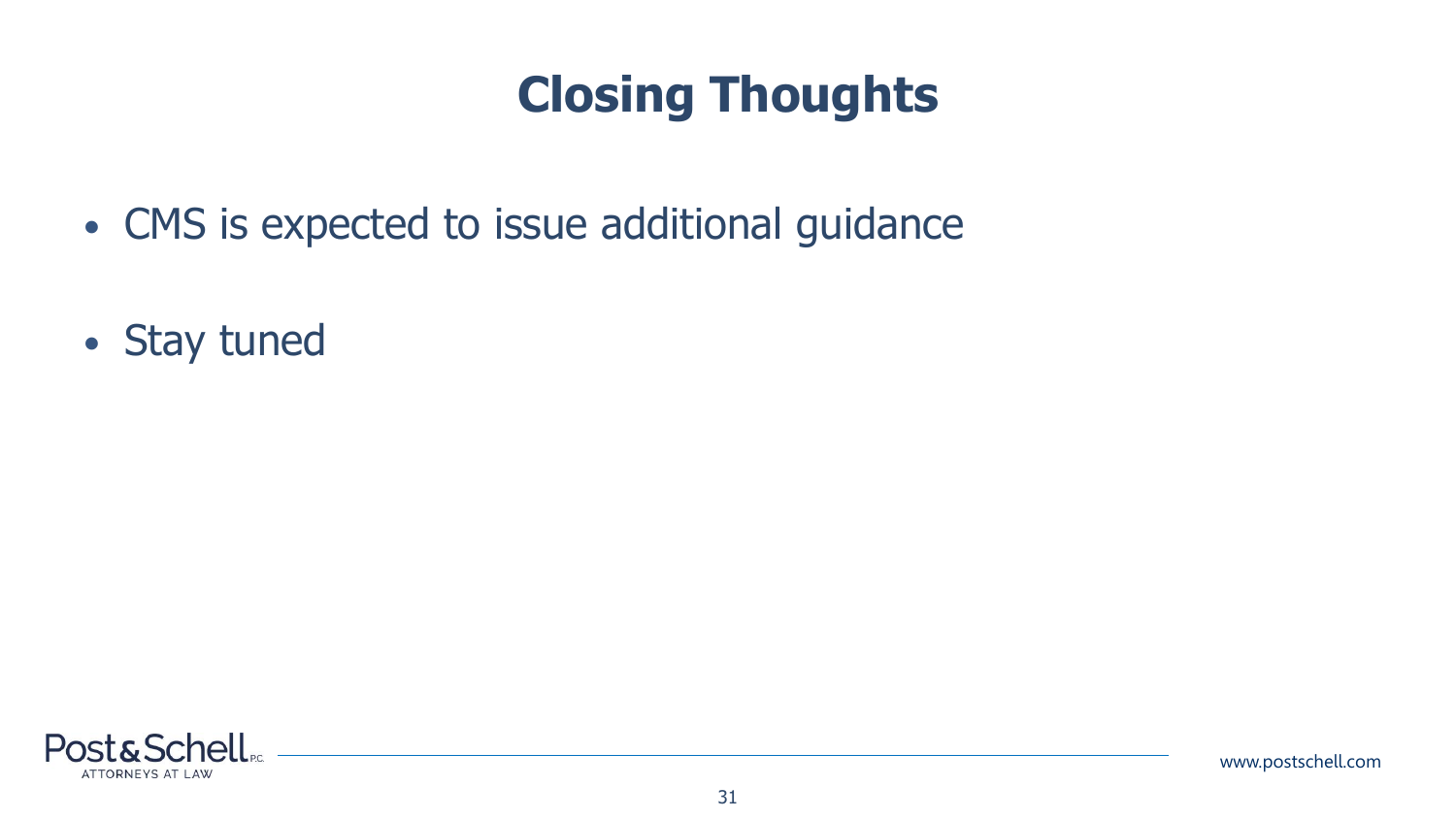# Closing Thoughts

- CMS is expected to issue additional guidance
- Stay tuned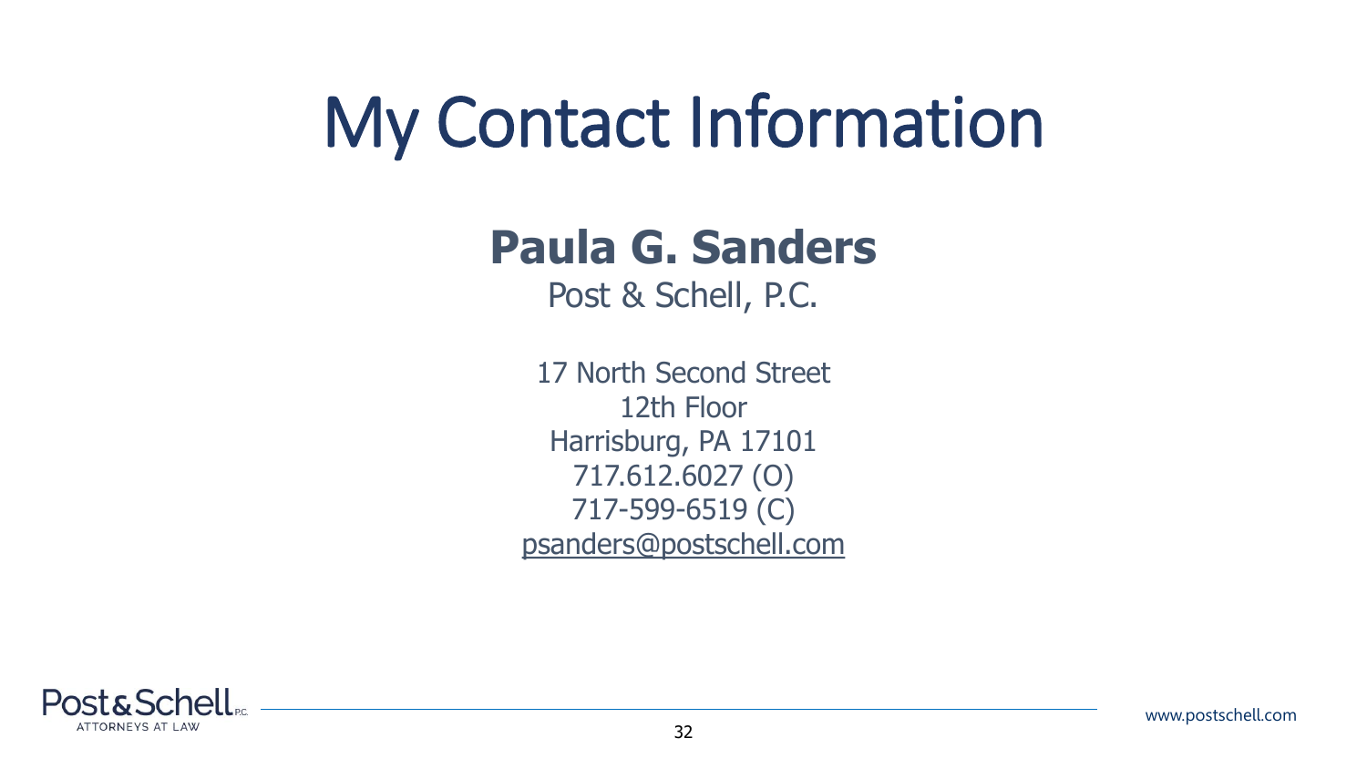# My Contact Information

**Paula G. Sanders**

Post & Schell, P.C.

17 North Second Street
12th Floor
Harrisburg, PA 17101
717.612.6027 (O)
717-599-6519 (C)
psanders@postschell.com